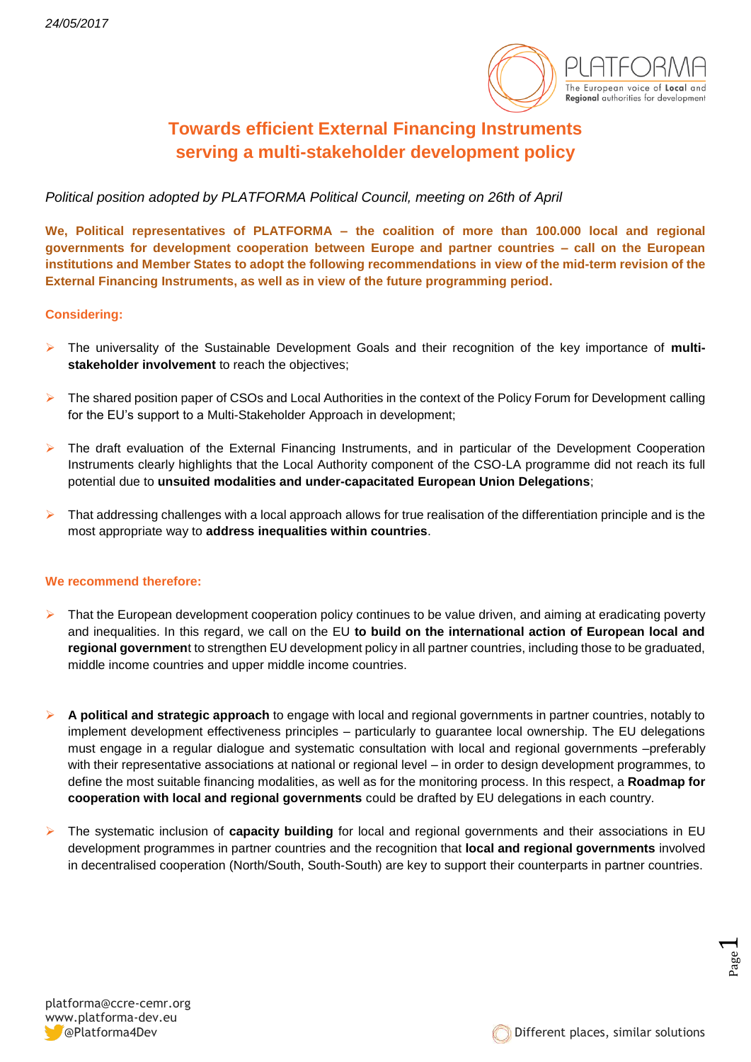*24/05/2017*

# Towards efficient External Financing Instruments serving a multi-stakeholder development policy

*Political position adopted by PLATFORMA Political Council, meeting on 26th of April*

**We, Political representatives of PLATFORMA – the coalition of more than 100.000 local and regional governments for development cooperation between Europe and partner countries – call on the European institutions and Member States to adopt the following recommendations in view of the mid-term revision of the External Financing Instruments, as well as in view of the future programming period.**

**Considering:**

- The universality of the Sustainable Development Goals and their recognition of the key importance of **multi-stakeholder involvement** to reach the objectives;
- The shared position paper of CSOs and Local Authorities in the context of the Policy Forum for Development calling for the EU's support to a Multi-Stakeholder Approach in development;
- The draft evaluation of the External Financing Instruments, and in particular of the Development Cooperation Instruments clearly highlights that the Local Authority component of the CSO-LA programme did not reach its full potential due to **unsuited modalities and under-capacitated European Union Delegations**;
- That addressing challenges with a local approach allows for true realisation of the differentiation principle and is the most appropriate way to **address inequalities within countries**.

**We recommend therefore:**

- That the European development cooperation policy continues to be value driven, and aiming at eradicating poverty and inequalities. In this regard, we call on the EU **to build on the international action of European local and regional governmen**t to strengthen EU development policy in all partner countries, including those to be graduated, middle income countries and upper middle income countries.
- **A political and strategic approach** to engage with local and regional governments in partner countries, notably to implement development effectiveness principles – particularly to guarantee local ownership. The EU delegations must engage in a regular dialogue and systematic consultation with local and regional governments –preferably with their representative associations at national or regional level – in order to design development programmes, to define the most suitable financing modalities, as well as for the monitoring process. In this respect, a **Roadmap for cooperation with local and regional governments** could be drafted by EU delegations in each country.
- The systematic inclusion of **capacity building** for local and regional governments and their associations in EU development programmes in partner countries and the recognition that **local and regional governments** involved in decentralised cooperation (North/South, South-South) are key to support their counterparts in partner countries.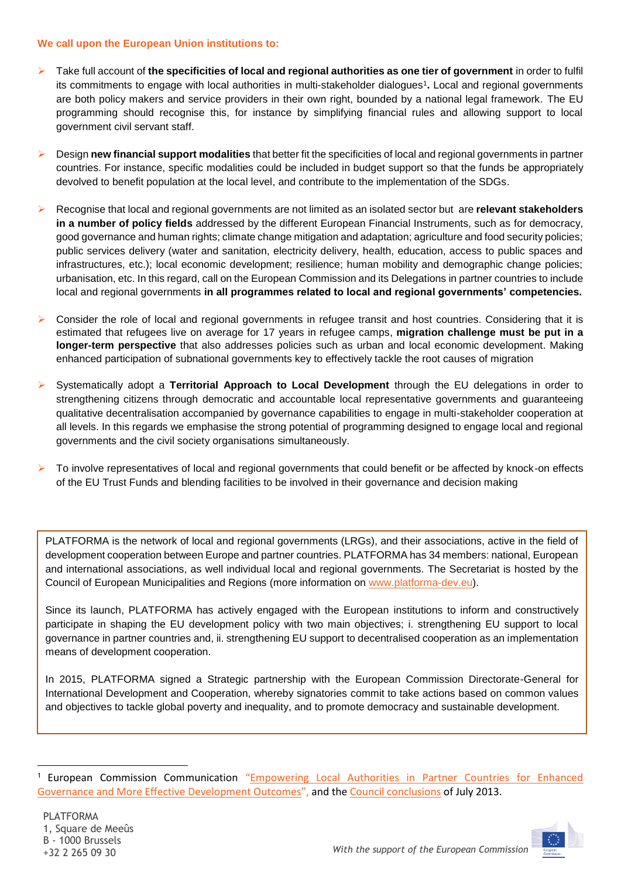**We call upon the European Union institutions to:**

- Take full account of **the specificities of local and regional authorities as one tier of government** in order to fulfil its commitments to engage with local authorities in multi-stakeholder dialogues[1]**.** Local and regional governments are both policy makers and service providers in their own right, bounded by a national legal framework. The EU programming should recognise this, for instance by simplifying financial rules and allowing support to local government civil servant staff.

- Design **new financial support modalities** that better fit the specificities of local and regional governments in partner countries. For instance, specific modalities could be included in budget support so that the funds be appropriately devolved to benefit population at the local level, and contribute to the implementation of the SDGs.

- Recognise that local and regional governments are not limited as an isolated sector but are **relevant stakeholders in a number of policy fields** addressed by the different European Financial Instruments, such as for democracy, good governance and human rights; climate change mitigation and adaptation; agriculture and food security policies; public services delivery (water and sanitation, electricity delivery, health, education, access to public spaces and infrastructures, etc.); local economic development; resilience; human mobility and demographic change policies; urbanisation, etc. In this regard, call on the European Commission and its Delegations in partner countries to include local and regional governments **in all programmes related to local and regional governments' competencies.**

- Consider the role of local and regional governments in refugee transit and host countries. Considering that it is estimated that refugees live on average for 17 years in refugee camps, **migration challenge must be put in a longer-term perspective** that also addresses policies such as urban and local economic development. Making enhanced participation of subnational governments key to effectively tackle the root causes of migration

- Systematically adopt a **Territorial Approach to Local Development** through the EU delegations in order to strengthening citizens through democratic and accountable local representative governments and guaranteeing qualitative decentralisation accompanied by governance capabilities to engage in multi-stakeholder cooperation at all levels. In this regards we emphasise the strong potential of programming designed to engage local and regional governments and the civil society organisations simultaneously.

- To involve representatives of local and regional governments that could benefit or be affected by knock-on effects of the EU Trust Funds and blending facilities to be involved in their governance and decision making

PLATFORMA is the network of local and regional governments (LRGs), and their associations, active in the field of development cooperation between Europe and partner countries. PLATFORMA has 34 members: national, European and international associations, as well individual local and regional governments. The Secretariat is hosted by the Council of European Municipalities and Regions (more information on www.platforma-dev.eu).

Since its launch, PLATFORMA has actively engaged with the European institutions to inform and constructively participate in shaping the EU development policy with two main objectives; i. strengthening EU support to local governance in partner countries and, ii. strengthening EU support to decentralised cooperation as an implementation means of development cooperation.

In 2015, PLATFORMA signed a Strategic partnership with the European Commission Directorate-General for International Development and Cooperation, whereby signatories commit to take actions based on common values and objectives to tackle global poverty and inequality, and to promote democracy and sustainable development.

[1] European Commission Communication "Empowering Local Authorities in Partner Countries for Enhanced Governance and More Effective Development Outcomes", and the Council conclusions of July 2013.

PLATFORMA
1, Square de Meeûs
B - 1000 Brussels
+32 2 265 09 30

*With the support of the European Commission*